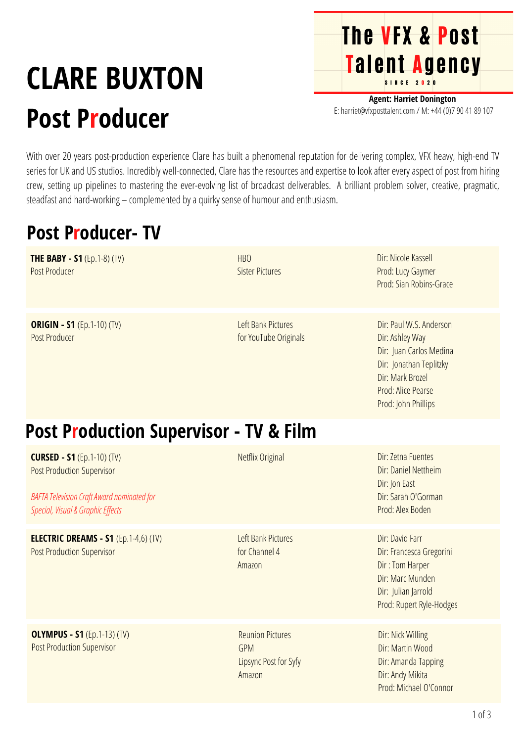# CLARE BUXTON

## Post Producer

**The VFX & Post Talent Agency**
SINCE 2020

**Agent: Harriet Donington**
E: harriet@vfxposttalent.com / M: +44 (0)7 90 41 89 107

With over 20 years post-production experience Clare has built a phenomenal reputation for delivering complex, VFX heavy, high-end TV series for UK and US studios. Incredibly well-connected, Clare has the resources and expertise to look after every aspect of post from hiring crew, setting up pipelines to mastering the ever-evolving list of broadcast deliverables. A brilliant problem solver, creative, pragmatic, steadfast and hard-working – complemented by a quirky sense of humour and enthusiasm.

## Post Producer- TV

| | | |
|---|---|---|
| **THE BABY - S1** (Ep.1-8) (TV)<br>Post Producer | HBO<br>Sister Pictures | Dir: Nicole Kassell<br>Prod: Lucy Gaymer<br>Prod: Sian Robins-Grace |
| **ORIGIN - S1** (Ep.1-10) (TV)<br>Post Producer | Left Bank Pictures<br>for YouTube Originals | Dir: Paul W.S. Anderson<br>Dir: Ashley Way<br>Dir: Juan Carlos Medina<br>Dir: Jonathan Teplitzky<br>Dir: Mark Brozel<br>Prod: Alice Pearse<br>Prod: John Phillips |

## Post Production Supervisor - TV & Film

| | | |
|---|---|---|
| **CURSED - S1** (Ep.1-10) (TV)<br>Post Production Supervisor<br><br>*BAFTA Television Craft Award nominated for Special, Visual & Graphic Effects* | Netflix Original | Dir: Zetna Fuentes<br>Dir: Daniel Nettheim<br>Dir: Jon East<br>Dir: Sarah O'Gorman<br>Prod: Alex Boden |
| **ELECTRIC DREAMS - S1** (Ep.1-4,6) (TV)<br>Post Production Supervisor | Left Bank Pictures<br>for Channel 4<br>Amazon | Dir: David Farr<br>Dir: Francesca Gregorini<br>Dir : Tom Harper<br>Dir: Marc Munden<br>Dir: Julian Jarrold<br>Prod: Rupert Ryle-Hodges |
| **OLYMPUS - S1** (Ep.1-13) (TV)<br>Post Production Supervisor | Reunion Pictures<br>GPM<br>Lipsync Post for Syfy<br>Amazon | Dir: Nick Willing<br>Dir: Martin Wood<br>Dir: Amanda Tapping<br>Dir: Andy Mikita<br>Prod: Michael O'Connor |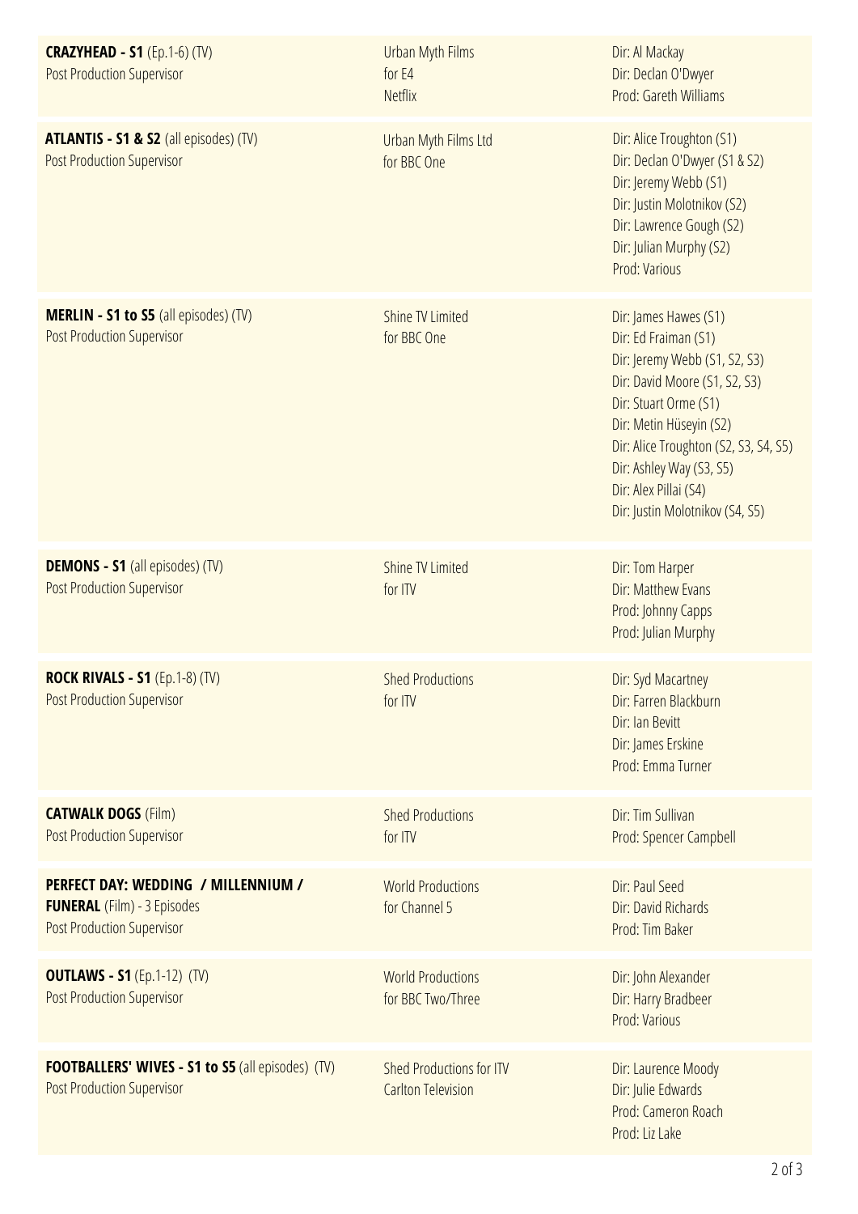| | | |
|---|---|---|
| **CRAZYHEAD - S1** (Ep.1-6) (TV)<br>Post Production Supervisor | Urban Myth Films<br>for E4<br>Netflix | Dir: Al Mackay<br>Dir: Declan O'Dwyer<br>Prod: Gareth Williams |
| **ATLANTIS - S1 & S2** (all episodes) (TV)<br>Post Production Supervisor | Urban Myth Films Ltd<br>for BBC One | Dir: Alice Troughton (S1)<br>Dir: Declan O'Dwyer (S1 & S2)<br>Dir: Jeremy Webb (S1)<br>Dir: Justin Molotnikov (S2)<br>Dir: Lawrence Gough (S2)<br>Dir: Julian Murphy (S2)<br>Prod: Various |
| **MERLIN - S1 to S5** (all episodes) (TV)<br>Post Production Supervisor | Shine TV Limited<br>for BBC One | Dir: James Hawes (S1)<br>Dir: Ed Fraiman (S1)<br>Dir: Jeremy Webb (S1, S2, S3)<br>Dir: David Moore (S1, S2, S3)<br>Dir: Stuart Orme (S1)<br>Dir: Metin Hüseyin (S2)<br>Dir: Alice Troughton (S2, S3, S4, S5)<br>Dir: Ashley Way (S3, S5)<br>Dir: Alex Pillai (S4)<br>Dir: Justin Molotnikov (S4, S5) |
| **DEMONS - S1** (all episodes) (TV)<br>Post Production Supervisor | Shine TV Limited<br>for ITV | Dir: Tom Harper<br>Dir: Matthew Evans<br>Prod: Johnny Capps<br>Prod: Julian Murphy |
| **ROCK RIVALS - S1** (Ep.1-8) (TV)<br>Post Production Supervisor | Shed Productions<br>for ITV | Dir: Syd Macartney<br>Dir: Farren Blackburn<br>Dir: Ian Bevitt<br>Dir: James Erskine<br>Prod: Emma Turner |
| **CATWALK DOGS** (Film)<br>Post Production Supervisor | Shed Productions<br>for ITV | Dir: Tim Sullivan<br>Prod: Spencer Campbell |
| **PERFECT DAY: WEDDING / MILLENNIUM / FUNERAL** (Film) - 3 Episodes<br>Post Production Supervisor | World Productions<br>for Channel 5 | Dir: Paul Seed<br>Dir: David Richards<br>Prod: Tim Baker |
| **OUTLAWS - S1** (Ep.1-12) (TV)<br>Post Production Supervisor | World Productions<br>for BBC Two/Three | Dir: John Alexander<br>Dir: Harry Bradbeer<br>Prod: Various |
| **FOOTBALLERS' WIVES - S1 to S5** (all episodes) (TV)<br>Post Production Supervisor | Shed Productions for ITV<br>Carlton Television | Dir: Laurence Moody<br>Dir: Julie Edwards<br>Prod: Cameron Roach<br>Prod: Liz Lake |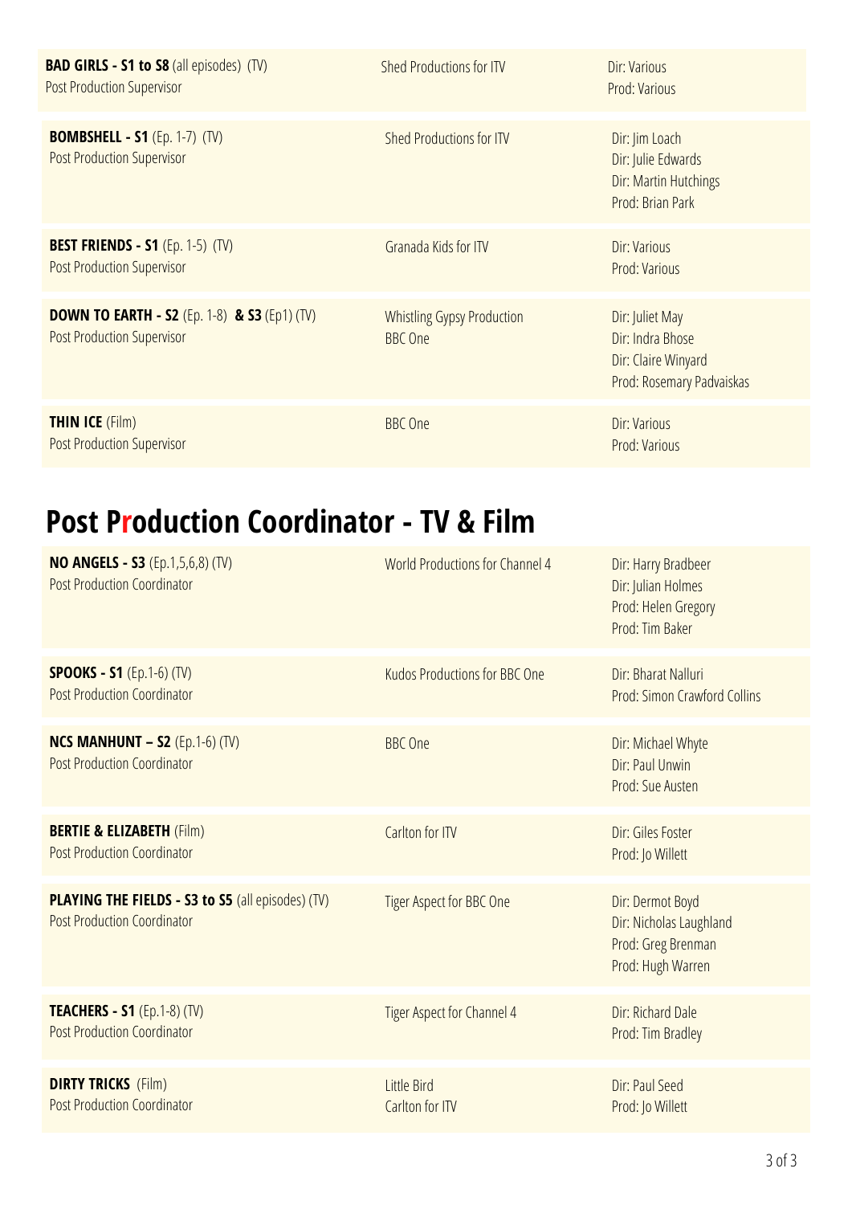| | | |
|---|---|---|
| **BAD GIRLS - S1 to S8** (all episodes) (TV)<br>Post Production Supervisor | Shed Productions for ITV | Dir: Various<br>Prod: Various |
| **BOMBSHELL - S1** (Ep. 1-7) (TV)<br>Post Production Supervisor | Shed Productions for ITV | Dir: Jim Loach<br>Dir: Julie Edwards<br>Dir: Martin Hutchings<br>Prod: Brian Park |
| **BEST FRIENDS - S1** (Ep. 1-5) (TV)<br>Post Production Supervisor | Granada Kids for ITV | Dir: Various<br>Prod: Various |
| **DOWN TO EARTH - S2** (Ep. 1-8) **& S3** (Ep1) (TV)<br>Post Production Supervisor | Whistling Gypsy Production<br>BBC One | Dir: Juliet May<br>Dir: Indra Bhose<br>Dir: Claire Winyard<br>Prod: Rosemary Padvaiskas |
| **THIN ICE** (Film)<br>Post Production Supervisor | BBC One | Dir: Various<br>Prod: Various |

## Post Production Coordinator - TV & Film

| | | |
|---|---|---|
| **NO ANGELS - S3** (Ep.1,5,6,8) (TV)<br>Post Production Coordinator | World Productions for Channel 4 | Dir: Harry Bradbeer<br>Dir: Julian Holmes<br>Prod: Helen Gregory<br>Prod: Tim Baker |
| **SPOOKS - S1** (Ep.1-6) (TV)<br>Post Production Coordinator | Kudos Productions for BBC One | Dir: Bharat Nalluri<br>Prod: Simon Crawford Collins |
| **NCS MANHUNT – S2** (Ep.1-6) (TV)<br>Post Production Coordinator | BBC One | Dir: Michael Whyte<br>Dir: Paul Unwin<br>Prod: Sue Austen |
| **BERTIE & ELIZABETH** (Film)<br>Post Production Coordinator | Carlton for ITV | Dir: Giles Foster<br>Prod: Jo Willett |
| **PLAYING THE FIELDS - S3 to S5** (all episodes) (TV)<br>Post Production Coordinator | Tiger Aspect for BBC One | Dir: Dermot Boyd<br>Dir: Nicholas Laughland<br>Prod: Greg Brenman<br>Prod: Hugh Warren |
| **TEACHERS - S1** (Ep.1-8) (TV)<br>Post Production Coordinator | Tiger Aspect for Channel 4 | Dir: Richard Dale<br>Prod: Tim Bradley |
| **DIRTY TRICKS** (Film)<br>Post Production Coordinator | Little Bird<br>Carlton for ITV | Dir: Paul Seed<br>Prod: Jo Willett |